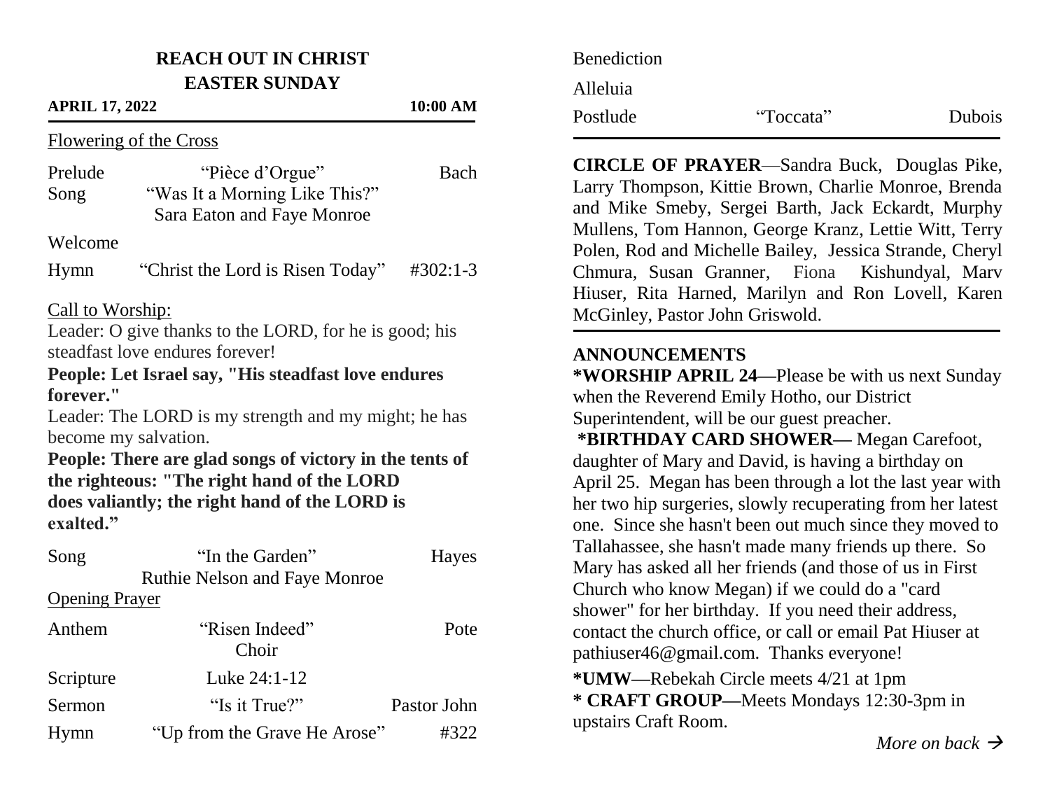# REACH OUT IN CHRIST
## EASTER SUNDAY

**APRIL 17, 2022** **10:00 AM**

Flowering of the Cross

Prelude "Pièce d'Orgue" Bach

Song "Was It a Morning Like This?"
Sara Eaton and Faye Monroe

Welcome

Hymn "Christ the Lord is Risen Today" #302:1-3

Call to Worship:

Leader: O give thanks to the LORD, for he is good; his steadfast love endures forever!

**People: Let Israel say, "His steadfast love endures forever."**

Leader: The LORD is my strength and my might; he has become my salvation.

**People: There are glad songs of victory in the tents of the righteous: "The right hand of the LORD does valiantly; the right hand of the LORD is exalted."**

Song "In the Garden" Hayes
Ruthie Nelson and Faye Monroe

Opening Prayer

Anthem "Risen Indeed" Pote
Choir

Scripture Luke 24:1-12

Sermon "Is it True?" Pastor John

Hymn "Up from the Grave He Arose" #322

Benediction

Alleluia

Postlude "Toccata" Dubois

---

**CIRCLE OF PRAYER**—Sandra Buck, Douglas Pike, Larry Thompson, Kittie Brown, Charlie Monroe, Brenda and Mike Smeby, Sergei Barth, Jack Eckardt, Murphy Mullens, Tom Hannon, George Kranz, Lettie Witt, Terry Polen, Rod and Michelle Bailey, Jessica Strande, Cheryl Chmura, Susan Granner, Fiona Kishundyal, Marv Hiuser, Rita Harned, Marilyn and Ron Lovell, Karen McGinley, Pastor John Griswold.

---

**ANNOUNCEMENTS**

**\*WORSHIP APRIL 24—**Please be with us next Sunday when the Reverend Emily Hotho, our District Superintendent, will be our guest preacher.

**\*BIRTHDAY CARD SHOWER—** Megan Carefoot, daughter of Mary and David, is having a birthday on April 25. Megan has been through a lot the last year with her two hip surgeries, slowly recuperating from her latest one. Since she hasn't been out much since they moved to Tallahassee, she hasn't made many friends up there. So Mary has asked all her friends (and those of us in First Church who know Megan) if we could do a "card shower" for her birthday. If you need their address, contact the church office, or call or email Pat Hiuser at pathiuser46@gmail.com. Thanks everyone!

**\*UMW—**Rebekah Circle meets 4/21 at 1pm

**\* CRAFT GROUP—**Meets Mondays 12:30-3pm in upstairs Craft Room.

*More on back* →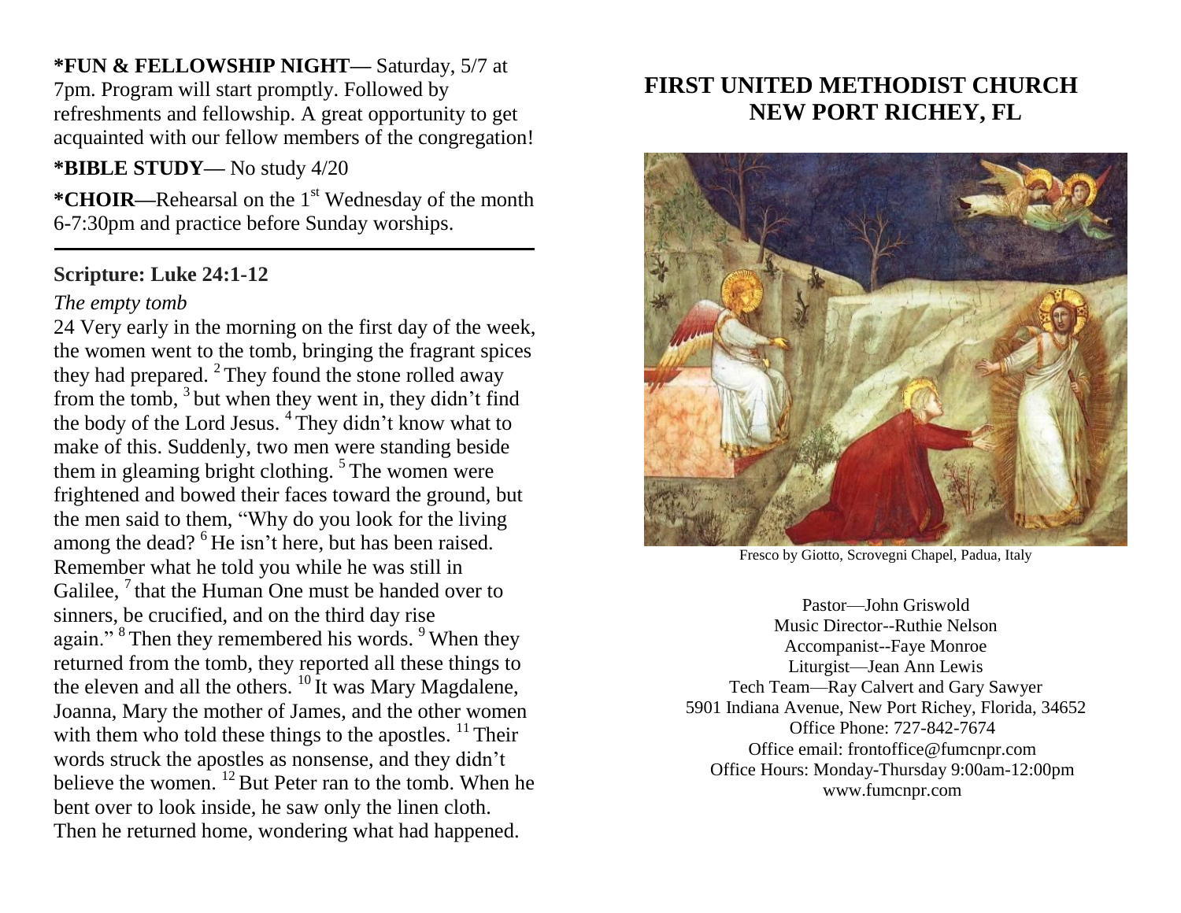**\*FUN & FELLOWSHIP NIGHT**— Saturday, 5/7 at 7pm. Program will start promptly. Followed by refreshments and fellowship. A great opportunity to get acquainted with our fellow members of the congregation!

**\*BIBLE STUDY**— No study 4/20

**\*CHOIR**—Rehearsal on the 1st Wednesday of the month 6-7:30pm and practice before Sunday worships.

---

## Scripture: Luke 24:1-12

*The empty tomb*

24 Very early in the morning on the first day of the week, the women went to the tomb, bringing the fragrant spices they had prepared. [2] They found the stone rolled away from the tomb, [3] but when they went in, they didn't find the body of the Lord Jesus. [4] They didn't know what to make of this. Suddenly, two men were standing beside them in gleaming bright clothing. [5] The women were frightened and bowed their faces toward the ground, but the men said to them, "Why do you look for the living among the dead? [6] He isn't here, but has been raised. Remember what he told you while he was still in Galilee, [7] that the Human One must be handed over to sinners, be crucified, and on the third day rise again." [8] Then they remembered his words. [9] When they returned from the tomb, they reported all these things to the eleven and all the others. [10] It was Mary Magdalene, Joanna, Mary the mother of James, and the other women with them who told these things to the apostles. [11] Their words struck the apostles as nonsense, and they didn't believe the women. [12] But Peter ran to the tomb. When he bent over to look inside, he saw only the linen cloth. Then he returned home, wondering what had happened.

# FIRST UNITED METHODIST CHURCH NEW PORT RICHEY, FL

Fresco by Giotto, Scrovegni Chapel, Padua, Italy

Pastor—John Griswold
Music Director--Ruthie Nelson
Accompanist--Faye Monroe
Liturgist—Jean Ann Lewis
Tech Team—Ray Calvert and Gary Sawyer
5901 Indiana Avenue, New Port Richey, Florida, 34652
Office Phone: 727-842-7674
Office email: frontoffice@fumcnpr.com
Office Hours: Monday-Thursday 9:00am-12:00pm
www.fumcnpr.com